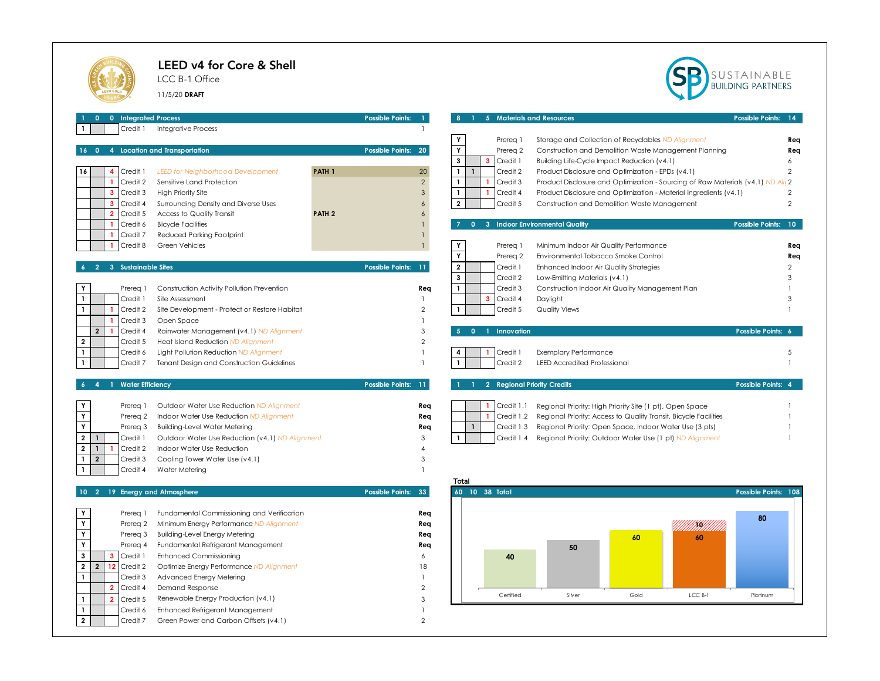# LEED v4 for Core & Shell

LCC B-1 Office

11/5/20 **DRAFT**

SUSTAINABLE BUILDING PARTNERS

## Integrated Process

| Y | ? | N | | | Possible Points: 1 |
|---|---|---|---|---|---|
| 1 | 0 | 0 | Integrated Process | | 1 |
| 1 | | | Credit 1 | Integrative Process | 1 |

## Location and Transportation

| Y | ? | N | | | | Possible Points: 20 |
|---|---|---|---|---|---|---|
| 16 | 0 | 4 | Location and Transportation | | | 20 |
| 16 | | 4 | Credit 1 | *LEED for Neighborhood Development* | PATH 1 | 20 |
| | | 1 | Credit 2 | Sensitive Land Protection | | 2 |
| | | 3 | Credit 3 | High Priority Site | | 3 |
| | | 3 | Credit 4 | Surrounding Density and Diverse Uses | | 6 |
| | | 2 | Credit 5 | Access to Quality Transit | PATH 2 | 6 |
| | | 1 | Credit 6 | Bicycle Facilities | | 1 |
| | | 1 | Credit 7 | Reduced Parking Footprint | | 1 |
| | | 1 | Credit 8 | Green Vehicles | | 1 |

## Sustainable Sites

| Y | ? | N | | | Possible Points: 11 |
|---|---|---|---|---|---|
| 6 | 2 | 3 | Sustainable Sites | | 11 |
| Y | | | Prereq 1 | Construction Activity Pollution Prevention | Req |
| 1 | | | Credit 1 | Site Assessment | 1 |
| 1 | | 1 | Credit 2 | Site Development - Protect or Restore Habitat | 2 |
| | | 1 | Credit 3 | Open Space | 1 |
| | 2 | 1 | Credit 4 | Rainwater Management (v4.1) *ND Alignment* | 3 |
| 2 | | | Credit 5 | Heat Island Reduction *ND Alignment* | 2 |
| 1 | | | Credit 6 | Light Pollution Reduction *ND Alignment* | 1 |
| 1 | | | Credit 7 | Tenant Design and Construction Guidelines | 1 |

## Water Efficiency

| Y | ? | N | | | Possible Points: 11 |
|---|---|---|---|---|---|
| 6 | 4 | 1 | Water Efficiency | | 11 |
| Y | | | Prereq 1 | Outdoor Water Use Reduction *ND Alignment* | Req |
| Y | | | Prereq 2 | Indoor Water Use Reduction *ND Alignment* | Req |
| Y | | | Prereq 3 | Building-Level Water Metering | Req |
| 2 | 1 | | Credit 1 | Outdoor Water Use Reduction (v4.1) *ND Alignment* | 3 |
| 2 | 1 | 1 | Credit 2 | Indoor Water Use Reduction | 4 |
| 1 | 2 | | Credit 3 | Cooling Tower Water Use (v4.1) | 3 |
| 1 | | | Credit 4 | Water Metering | 1 |

## Energy and Atmosphere

| Y | ? | N | | | Possible Points: 33 |
|---|---|---|---|---|---|
| 10 | 2 | 19 | Energy and Atmosphere | | 33 |
| Y | | | Prereq 1 | Fundamental Commissioning and Verification | Req |
| Y | | | Prereq 2 | Minimum Energy Performance *ND Alignment* | Req |
| Y | | | Prereq 3 | Building-Level Energy Metering | Req |
| Y | | | Prereq 4 | Fundamental Refrigerant Management | Req |
| 3 | | 3 | Credit 1 | Enhanced Commissioning | 6 |
| 2 | 2 | 12 | Credit 2 | Optimize Energy Performance *ND Alignment* | 18 |
| 1 | | | Credit 3 | Advanced Energy Metering | 1 |
| | | 2 | Credit 4 | Demand Response | 2 |
| 1 | | 2 | Credit 5 | Renewable Energy Production (v4.1) | 3 |
| 1 | | | Credit 6 | Enhanced Refrigerant Management | 1 |
| 2 | | | Credit 7 | Green Power and Carbon Offsets (v4.1) | 2 |

## Materials and Resources

| Y | ? | N | | | Possible Points: 14 |
|---|---|---|---|---|---|
| 8 | 1 | 5 | Materials and Resources | | 14 |
| Y | | | Prereq 1 | Storage and Collection of Recyclables *ND Alignment* | Req |
| Y | | | Prereq 2 | Construction and Demolition Waste Management Planning | Req |
| 3 | | 3 | Credit 1 | Building Life-Cycle Impact Reduction (v4.1) | 6 |
| 1 | 1 | | Credit 2 | Product Disclosure and Optimization - EPDs (v4.1) | 2 |
| 1 | | 1 | Credit 3 | Product Disclosure and Optimization - Sourcing of Raw Materials (v4.1) *ND Ali(* | 2 |
| 1 | | 1 | Credit 4 | Product Disclosure and Optimization - Material Ingredients (v4.1) | 2 |
| 2 | | | Credit 5 | Construction and Demolition Waste Management | 2 |

## Indoor Environmental Quality

| Y | ? | N | | | Possible Points: 10 |
|---|---|---|---|---|---|
| 7 | 0 | 3 | Indoor Environmental Quality | | 10 |
| Y | | | Prereq 1 | Minimum Indoor Air Quality Performance | Req |
| Y | | | Prereq 2 | Environmental Tobacco Smoke Control | Req |
| 2 | | | Credit 1 | Enhanced Indoor Air Quality Strategies | 2 |
| 3 | | | Credit 2 | Low-Emitting Materials (v4.1) | 3 |
| 1 | | | Credit 3 | Construction Indoor Air Quality Management Plan | 1 |
| | | 3 | Credit 4 | Daylight | 3 |
| 1 | | | Credit 5 | Quality Views | 1 |

## Innovation

| Y | ? | N | | | Possible Points: 6 |
|---|---|---|---|---|---|
| 5 | 0 | 1 | Innovation | | 6 |
| 4 | | 1 | Credit 1 | Exemplary Performance | 5 |
| 1 | | | Credit 2 | LEED Accredited Professional | 1 |

## Regional Priority Credits

| Y | ? | N | | | Possible Points: 4 |
|---|---|---|---|---|---|
| 1 | 1 | 2 | Regional Priority Credits | | 4 |
| | | 1 | Credit 1.1 | Regional Priority: High Priority Site (1 pt), Open Space | 1 |
| | | 1 | Credit 1.2 | Regional Priority: Access to Quality Transit, Bicycle Facilities | 1 |
| | 1 | | Credit 1.3 | Regional Priority: Open Space, Indoor Water Use (3 pts) | 1 |
| 1 | | | Credit 1.4 | Regional Priority: Outdoor Water Use (1 pt) *ND Alignment* | 1 |

## Total

| Y | ? | N | | Possible Points: 108 |
|---|---|---|---|---|
| 60 | 10 | 38 | Total | 108 |

| Certified | Silver | Gold | LCC B-1 | Platinum |
|---|---|---|---|---|
| 40 | 50 | 60 | 60 (+10) | 80 |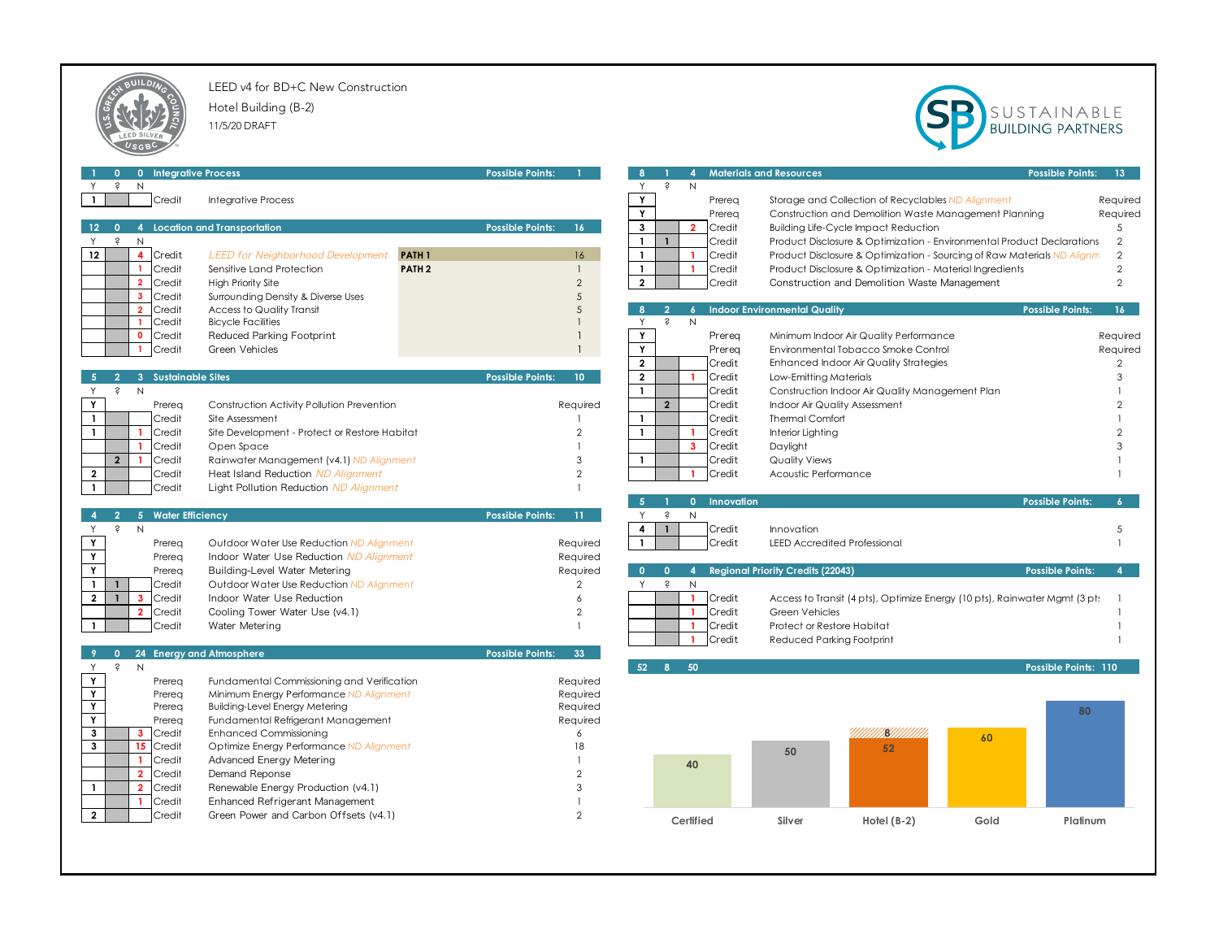LEED v4 for BD+C New Construction

Hotel Building (B-2)

11/5/20 DRAFT

SUSTAINABLE BUILDING PARTNERS

## Integrative Process

| Y | ? | N | | | Possible Points: 1 |
|---|---|---|---|---|---|
| 1 | 0 | 0 | | | |
| 1 | | | Credit | Integrative Process | 1 |

## Location and Transportation

| Y | ? | N | | | | Possible Points: 16 |
|---|---|---|---|---|---|---|
| 12 | 0 | 4 | | | | |
| 12 | | 4 | Credit | *LEED for Neighborhood Development* | PATH 1 | 16 |
| | | 1 | Credit | Sensitive Land Protection | PATH 2 | 1 |
| | | 2 | Credit | High Priority Site | | 2 |
| | | 3 | Credit | Surrounding Density & Diverse Uses | | 5 |
| | | 2 | Credit | Access to Quality Transit | | 5 |
| | | 1 | Credit | Bicycle Facilities | | 1 |
| | | 0 | Credit | Reduced Parking Footprint | | 1 |
| | | 1 | Credit | Green Vehicles | | 1 |

## Sustainable Sites

| Y | ? | N | | | Possible Points: 10 |
|---|---|---|---|---|---|
| 5 | 2 | 3 | | | |
| Y | | | Prereq | Construction Activity Pollution Prevention | Required |
| 1 | | | Credit | Site Assessment | 1 |
| 1 | | 1 | Credit | Site Development - Protect or Restore Habitat | 2 |
| | | 1 | Credit | Open Space | 1 |
| | 2 | 1 | Credit | Rainwater Management (v4.1) *ND Alignment* | 3 |
| 2 | | | Credit | Heat Island Reduction *ND Alignment* | 2 |
| 1 | | | Credit | Light Pollution Reduction *ND Alignment* | 1 |

## Water Efficiency

| Y | ? | N | | | Possible Points: 11 |
|---|---|---|---|---|---|
| 4 | 2 | 5 | | | |
| Y | | | Prereq | Outdoor Water Use Reduction *ND Alignment* | Required |
| Y | | | Prereq | Indoor Water Use Reduction *ND Alignment* | Required |
| Y | | | Prereq | Building-Level Water Metering | Required |
| 1 | 1 | | Credit | Outdoor Water Use Reduction *ND Alignment* | 2 |
| 2 | 1 | 3 | Credit | Indoor Water Use Reduction | 6 |
| | | 2 | Credit | Cooling Tower Water Use (v4.1) | 2 |
| 1 | | | Credit | Water Metering | 1 |

## Energy and Atmosphere

| Y | ? | N | | | Possible Points: 33 |
|---|---|---|---|---|---|
| 9 | 0 | 24 | | | |
| Y | | | Prereq | Fundamental Commissioning and Verification | Required |
| Y | | | Prereq | Minimum Energy Performance *ND Alignment* | Required |
| Y | | | Prereq | Building-Level Energy Metering | Required |
| Y | | | Prereq | Fundamental Refrigerant Management | Required |
| 3 | | 3 | Credit | Enhanced Commissioning | 6 |
| 3 | | 15 | Credit | Optimize Energy Performance *ND Alignment* | 18 |
| | | 1 | Credit | Advanced Energy Metering | 1 |
| | | 2 | Credit | Demand Reponse | 2 |
| 1 | | 2 | Credit | Renewable Energy Production (v4.1) | 3 |
| | | 1 | Credit | Enhanced Refrigerant Management | 1 |
| 2 | | | Credit | Green Power and Carbon Offsets (v4.1) | 2 |

## Materials and Resources

| Y | ? | N | | | Possible Points: 13 |
|---|---|---|---|---|---|
| 8 | 1 | 4 | | | |
| Y | | | Prereq | Storage and Collection of Recyclables *ND Alignment* | Required |
| Y | | | Prereq | Construction and Demolition Waste Management Planning | Required |
| 3 | | 2 | Credit | Building Life-Cycle Impact Reduction | 5 |
| 1 | 1 | | Credit | Product Disclosure & Optimization - Environmental Product Declarations | 2 |
| 1 | | 1 | Credit | Product Disclosure & Optimization - Sourcing of Raw Materials *ND Alignm* | 2 |
| 1 | | 1 | Credit | Product Disclosure & Optimization - Material Ingredients | 2 |
| 2 | | | Credit | Construction and Demolition Waste Management | 2 |

## Indoor Environmental Quality

| Y | ? | N | | | Possible Points: 16 |
|---|---|---|---|---|---|
| 8 | 2 | 6 | | | |
| Y | | | Prereq | Minimum Indoor Air Quality Performance | Required |
| Y | | | Prereq | Environmental Tobacco Smoke Control | Required |
| 2 | | | Credit | Enhanced Indoor Air Quality Strategies | 2 |
| 2 | | 1 | Credit | Low-Emitting Materials | 3 |
| 1 | | | Credit | Construction Indoor Air Quality Management Plan | 1 |
| | 2 | | Credit | Indoor Air Quality Assessment | 2 |
| 1 | | | Credit | Thermal Comfort | 1 |
| 1 | | 1 | Credit | Interior Lighting | 2 |
| | | 3 | Credit | Daylight | 3 |
| 1 | | | Credit | Quality Views | 1 |
| | | 1 | Credit | Acoustic Performance | 1 |

## Innovation

| Y | ? | N | | | Possible Points: 6 |
|---|---|---|---|---|---|
| 5 | 1 | 0 | | | |
| 4 | 1 | | Credit | Innovation | 5 |
| 1 | | | Credit | LEED Accredited Professional | 1 |

## Regional Priority Credits (22043)

| Y | ? | N | | | Possible Points: 4 |
|---|---|---|---|---|---|
| 0 | 0 | 4 | | | |
| | | 1 | Credit | Access to Transit (4 pts), Optimize Energy (10 pts), Rainwater Mgmt (3 pt | 1 |
| | | 1 | Credit | Green Vehicles | 1 |
| | | 1 | Credit | Protect or Restore Habitat | 1 |
| | | 1 | Credit | Reduced Parking Footprint | 1 |

## Total

| Y | ? | N | Possible Points: 110 |
|---|---|---|---|
| 52 | 8 | 50 | |

| Certified | Silver | Hotel (B-2) | Gold | Platinum |
|---|---|---|---|---|
| 40 | 50 | 52 (+8) | 60 | 80 |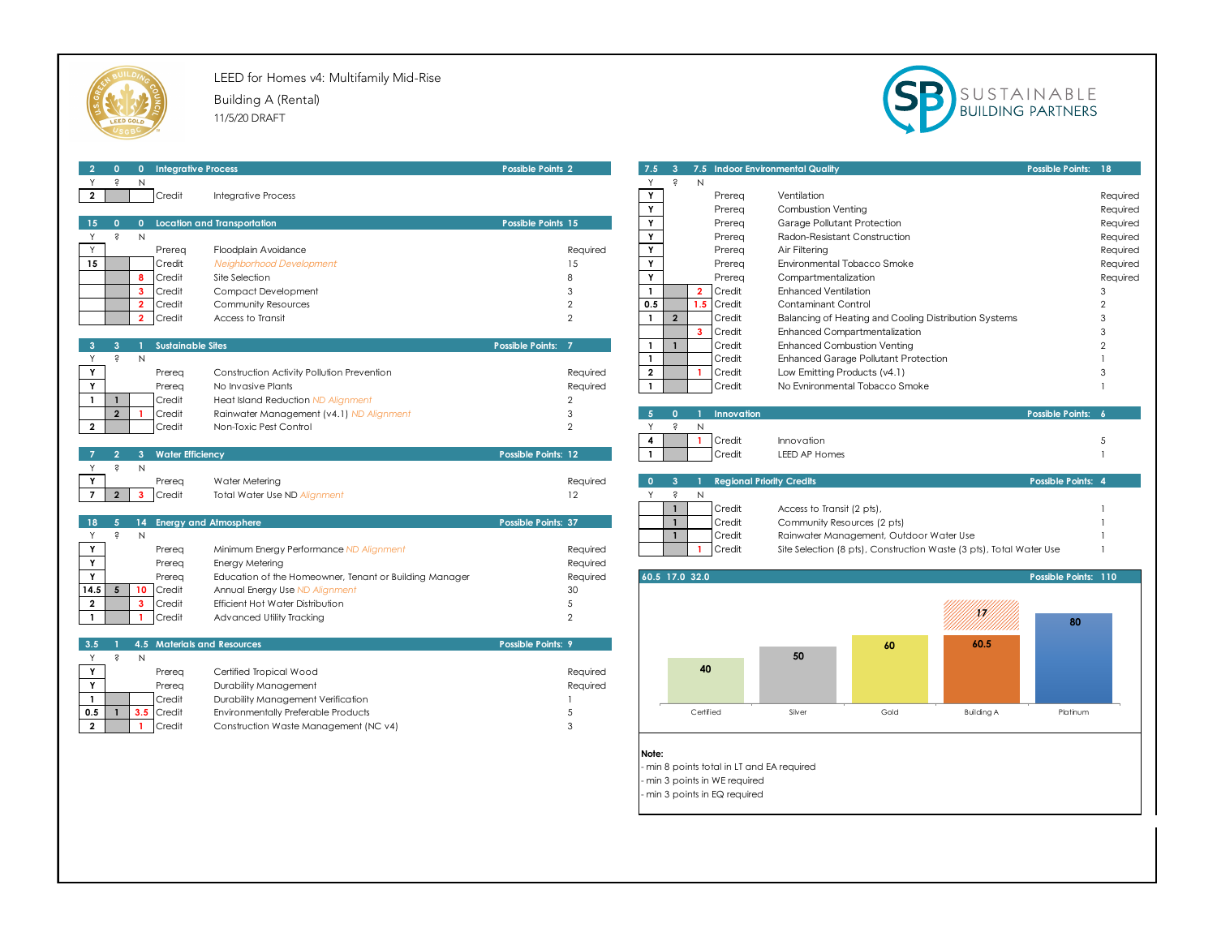LEED for Homes v4: Multifamily Mid-Rise

Building A (Rental)

11/5/20 DRAFT

SUSTAINABLE BUILDING PARTNERS

## Integrative Process

| Y | ? | N | | | |
|---|---|---|---|---|---|
| 2 | 0 | 0 | Integrative Process | | Possible Points 2 |
| 2 | | | Credit | Integrative Process | |

## Location and Transportation

| Y | ? | N | | | |
|---|---|---|---|---|---|
| 15 | 0 | 0 | Location and Transportation | | Possible Points 15 |
| Y | | | Prereq | Floodplain Avoidance | Required |
| 15 | | | Credit | *Neighborhood Development* | 15 |
| | | 8 | Credit | Site Selection | 8 |
| | | 3 | Credit | Compact Development | 3 |
| | | 2 | Credit | Community Resources | 2 |
| | | 2 | Credit | Access to Transit | 2 |

## Sustainable Sites

| Y | ? | N | | | |
|---|---|---|---|---|---|
| 3 | 3 | 1 | Sustainable Sites | | Possible Points: 7 |
| Y | | | Prereq | Construction Activity Pollution Prevention | Required |
| Y | | | Prereq | No Invasive Plants | Required |
| 1 | 1 | | Credit | Heat Island Reduction *ND Alignment* | 2 |
| | 2 | 1 | Credit | Rainwater Management (v4.1) *ND Alignment* | 3 |
| 2 | | | Credit | Non-Toxic Pest Control | 2 |

## Water Efficiency

| Y | ? | N | | | |
|---|---|---|---|---|---|
| 7 | 2 | 3 | Water Efficiency | | Possible Points: 12 |
| Y | | | Prereq | Water Metering | Required |
| 7 | 2 | 3 | Credit | Total Water Use ND *Alignment* | 12 |

## Energy and Atmosphere

| Y | ? | N | | | |
|---|---|---|---|---|---|
| 18 | 5 | 14 | Energy and Atmosphere | | Possible Points: 37 |
| Y | | | Prereq | Minimum Energy Performance *ND Alignment* | Required |
| Y | | | Prereq | Energy Metering | Required |
| Y | | | Prereq | Education of the Homeowner, Tenant or Building Manager | Required |
| 14.5 | 5 | 10 | Credit | Annual Energy Use *ND Alignment* | 30 |
| 2 | | 3 | Credit | Efficient Hot Water Distribution | 5 |
| 1 | | 1 | Credit | Advanced Utility Tracking | 2 |

## Materials and Resources

| Y | ? | N | | | |
|---|---|---|---|---|---|
| 3.5 | 1 | 4.5 | Materials and Resources | | Possible Points: 9 |
| Y | | | Prereq | Certified Tropical Wood | Required |
| Y | | | Prereq | Durability Management | Required |
| 1 | | | Credit | Durability Management Verification | 1 |
| 0.5 | 1 | 3.5 | Credit | Environmentally Preferable Products | 5 |
| 2 | | 1 | Credit | Construction Waste Management (NC v4) | 3 |

## Indoor Environmental Quality

| Y | ? | N | | | |
|---|---|---|---|---|---|
| 7.5 | 3 | 7.5 | Indoor Environmental Quality | | Possible Points: 18 |
| Y | | | Prereq | Ventilation | Required |
| Y | | | Prereq | Combustion Venting | Required |
| Y | | | Prereq | Garage Pollutant Protection | Required |
| Y | | | Prereq | Radon-Resistant Construction | Required |
| Y | | | Prereq | Air Filtering | Required |
| Y | | | Prereq | Environmental Tobacco Smoke | Required |
| Y | | | Prereq | Compartmentalization | Required |
| 1 | | 2 | Credit | Enhanced Ventilation | 3 |
| 0.5 | | 1.5 | Credit | Contaminant Control | 2 |
| 1 | 2 | | Credit | Balancing of Heating and Cooling Distribution Systems | 3 |
| | | 3 | Credit | Enhanced Compartmentalization | 3 |
| 1 | 1 | | Credit | Enhanced Combustion Venting | 2 |
| 1 | | | Credit | Enhanced Garage Pollutant Protection | 1 |
| 2 | | 1 | Credit | Low Emitting Products (v4.1) | 3 |
| 1 | | | Credit | No Evnironmental Tobacco Smoke | 1 |

## Innovation

| Y | ? | N | | | |
|---|---|---|---|---|---|
| 5 | 0 | 1 | Innovation | | Possible Points: 6 |
| 4 | | 1 | Credit | Innovation | 5 |
| 1 | | | Credit | LEED AP Homes | 1 |

## Regional Priority Credits

| Y | ? | N | | | |
|---|---|---|---|---|---|
| 0 | 3 | 1 | Regional Priority Credits | | Possible Points: 4 |
| | 1 | | Credit | Access to Transit (2 pts), | 1 |
| | 1 | | Credit | Community Resources (2 pts) | 1 |
| | 1 | | Credit | Rainwater Management, Outdoor Water Use | 1 |
| | | 1 | Credit | Site Selection (8 pts), Construction Waste (3 pts), Total Water Use | 1 |

## Total

| Y | ? | N | | Possible Points: 110 |
|---|---|---|---|---|
| 60.5 | 17.0 | 32.0 | | |

| Certified | Silver | Gold | Building A | Platinum |
|---|---|---|---|---|
| 40 | 50 | 60 | 60.5 (+17) | 80 |

**Note:**

- min 8 points total in LT and EA required
- min 3 points in WE required
- min 3 points in EQ required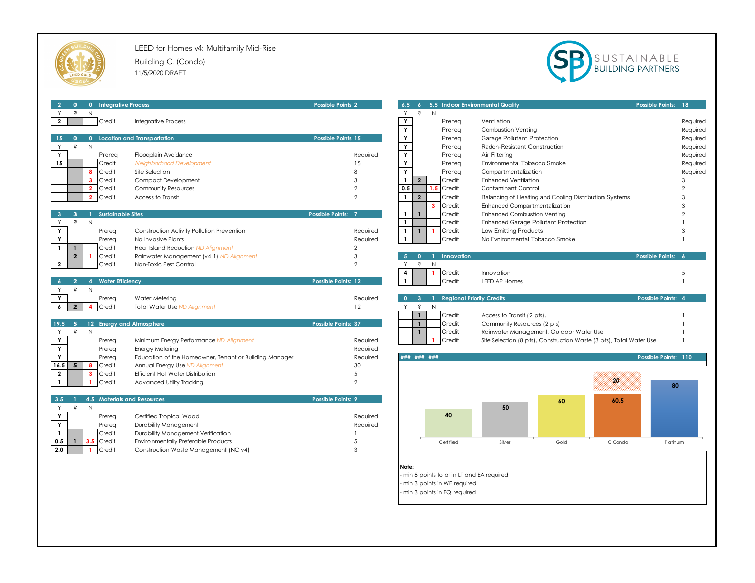# LEED for Homes v4: Multifamily Mid-Rise

Building C. (Condo)

11/5/2020 DRAFT

SUSTAINABLE BUILDING PARTNERS

| Y | ? | N | | Integrative Process | Possible Points 2 |
|---|---|---|---|---|---|
| 2 | 0 | 0 | | | |
| 2 | | | Credit | Integrative Process | |

| Y | ? | N | | Location and Transportation | Possible Points 15 |
|---|---|---|---|---|---|
| 15 | 0 | 0 | | | |
| Y | | | Prereq | Floodplain Avoidance | Required |
| 15 | | | Credit | *Neighborhood Development* | 15 |
| | | 8 | Credit | Site Selection | 8 |
| | | 3 | Credit | Compact Development | 3 |
| | | 2 | Credit | Community Resources | 2 |
| | | 2 | Credit | Access to Transit | 2 |

| Y | ? | N | | Sustainable Sites | Possible Points: 7 |
|---|---|---|---|---|---|
| 3 | 3 | 1 | | | |
| Y | | | Prereq | Construction Activity Pollution Prevention | Required |
| Y | | | Prereq | No Invasive Plants | Required |
| 1 | 1 | | Credit | Heat Island Reduction *ND Alignment* | 2 |
| | 2 | 1 | Credit | Rainwater Management (v4.1) *ND Alignment* | 3 |
| 2 | | | Credit | Non-Toxic Pest Control | 2 |

| Y | ? | N | | Water Efficiency | Possible Points: 12 |
|---|---|---|---|---|---|
| 6 | 2 | 4 | | | |
| Y | | | Prereq | Water Metering | Required |
| 6 | 2 | 4 | Credit | Total Water Use *ND Alignment* | 12 |

| Y | ? | N | | Energy and Atmosphere | Possible Points: 37 |
|---|---|---|---|---|---|
| 19.5 | 5 | 12 | | | |
| Y | | | Prereq | Minimum Energy Performance *ND Alignment* | Required |
| Y | | | Prereq | Energy Metering | Required |
| Y | | | Prereq | Education of the Homeowner, Tenant or Building Manager | Required |
| 16.5 | 5 | 8 | Credit | Annual Energy Use *ND Alignment* | 30 |
| 2 | | 3 | Credit | Efficient Hot Water Distribution | 5 |
| 1 | | 1 | Credit | Advanced Utility Tracking | 2 |

| Y | ? | N | | Materials and Resources | Possible Points: 9 |
|---|---|---|---|---|---|
| 3.5 | 1 | 4.5 | | | |
| Y | | | Prereq | Certified Tropical Wood | Required |
| Y | | | Prereq | Durability Management | Required |
| 1 | | | Credit | Durability Management Verification | 1 |
| 0.5 | 1 | 3.5 | Credit | Environmentally Preferable Products | 5 |
| 2.0 | | 1 | Credit | Construction Waste Management (NC v4) | 3 |

| Y | ? | N | | Indoor Environmental Quality | Possible Points: 18 |
|---|---|---|---|---|---|
| 6.5 | 6 | 5.5 | | | |
| Y | | | Prereq | Ventilation | Required |
| Y | | | Prereq | Combustion Venting | Required |
| Y | | | Prereq | Garage Pollutant Protection | Required |
| Y | | | Prereq | Radon-Resistant Construction | Required |
| Y | | | Prereq | Air Filtering | Required |
| Y | | | Prereq | Environmental Tobacco Smoke | Required |
| Y | | | Prereq | Compartmentalization | Required |
| 1 | 2 | | Credit | Enhanced Ventilation | 3 |
| 0.5 | | 1.5 | Credit | Contaminant Control | 2 |
| 1 | 2 | | Credit | Balancing of Heating and Cooling Distribution Systems | 3 |
| | | 3 | Credit | Enhanced Compartmentalization | 3 |
| 1 | 1 | | Credit | Enhanced Combustion Venting | 2 |
| 1 | | | Credit | Enhanced Garage Pollutant Protection | 1 |
| 1 | 1 | 1 | Credit | Low Emitting Products | 3 |
| 1 | | | Credit | No Evnironmental Tobacco Smoke | 1 |

| Y | ? | N | | Innovation | Possible Points: 6 |
|---|---|---|---|---|---|
| 5 | 0 | 1 | | | |
| 4 | | 1 | Credit | Innovation | 5 |
| 1 | | | Credit | LEED AP Homes | 1 |

| Y | ? | N | | Regional Priority Credits | Possible Points: 4 |
|---|---|---|---|---|---|
| 0 | 3 | 1 | | | |
| | 1 | | Credit | Access to Transit (2 pts), | 1 |
| | 1 | | Credit | Community Resources (2 pts) | 1 |
| | 1 | | Credit | Rainwater Management, Outdoor Water Use | 1 |
| | | 1 | Credit | Site Selection (8 pts), Construction Waste (3 pts), Total Water Use | 1 |

| ### | ### | ### | Possible Points: 110 |
|---|---|---|---|

| Certified | Silver | Gold | C Condo | Platinum |
|---|---|---|---|---|
| 40 | 50 | 60 | 60.5 (+20) | 80 |

**Note:**
- min 8 points total in LT and EA required
- min 3 points in WE required
- min 3 points in EQ required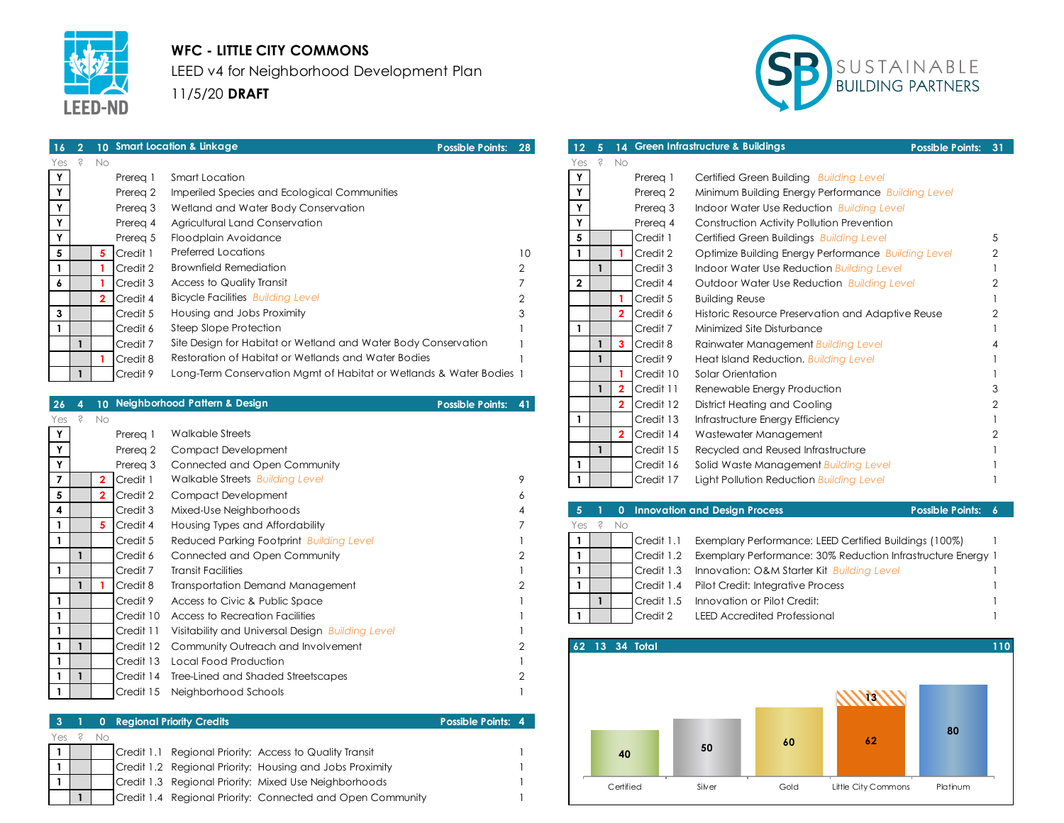# WFC - LITTLE CITY COMMONS

LEED v4 for Neighborhood Development Plan

11/5/20 **DRAFT**

SUSTAINABLE BUILDING PARTNERS

## Smart Location & Linkage — Possible Points: 28

| Yes | ? | No | | | | Points |
|---|---|---|---|---|---|---|
| 16 | 2 | 10 | | Smart Location & Linkage | | 28 |
| Y | | | Prereq 1 | Smart Location | | |
| Y | | | Prereq 2 | Imperiled Species and Ecological Communities | | |
| Y | | | Prereq 3 | Wetland and Water Body Conservation | | |
| Y | | | Prereq 4 | Agricultural Land Conservation | | |
| Y | | | Prereq 5 | Floodplain Avoidance | | |
| 5 | | 5 | Credit 1 | Preferred Locations | | 10 |
| 1 | | 1 | Credit 2 | Brownfield Remediation | | 2 |
| 6 | | 1 | Credit 3 | Access to Quality Transit | | 7 |
| | | 2 | Credit 4 | Bicycle Facilities | Building Level | 2 |
| 3 | | | Credit 5 | Housing and Jobs Proximity | | 3 |
| 1 | | | Credit 6 | Steep Slope Protection | | 1 |
| | 1 | | Credit 7 | Site Design for Habitat or Wetland and Water Body Conservation | | 1 |
| | | 1 | Credit 8 | Restoration of Habitat or Wetlands and Water Bodies | | 1 |
| | 1 | | Credit 9 | Long-Term Conservation Mgmt of Habitat or Wetlands & Water Bodies | | 1 |

## Neighborhood Pattern & Design — Possible Points: 41

| Yes | ? | No | | | | Points |
|---|---|---|---|---|---|---|
| 26 | 4 | 10 | | Neighborhood Pattern & Design | | 41 |
| Y | | | Prereq 1 | Walkable Streets | | |
| Y | | | Prereq 2 | Compact Development | | |
| Y | | | Prereq 3 | Connected and Open Community | | |
| 7 | | 2 | Credit 1 | Walkable Streets | Building Level | 9 |
| 5 | | 2 | Credit 2 | Compact Development | | 6 |
| 4 | | | Credit 3 | Mixed-Use Neighborhoods | | 4 |
| 1 | | 5 | Credit 4 | Housing Types and Affordability | | 7 |
| 1 | | | Credit 5 | Reduced Parking Footprint | Building Level | 1 |
| | 1 | | Credit 6 | Connected and Open Community | | 2 |
| 1 | | | Credit 7 | Transit Facilities | | 1 |
| | 1 | 1 | Credit 8 | Transportation Demand Management | | 2 |
| 1 | | | Credit 9 | Access to Civic & Public Space | | 1 |
| 1 | | | Credit 10 | Access to Recreation Facilities | | 1 |
| 1 | | | Credit 11 | Visitability and Universal Design | Building Level | 1 |
| 1 | 1 | | Credit 12 | Community Outreach and Involvement | | 2 |
| 1 | | | Credit 13 | Local Food Production | | 1 |
| 1 | 1 | | Credit 14 | Tree-Lined and Shaded Streetscapes | | 2 |
| 1 | | | Credit 15 | Neighborhood Schools | | 1 |

## Regional Priority Credits — Possible Points: 4

| Yes | ? | No | | | Points |
|---|---|---|---|---|---|
| 3 | 1 | 0 | | Regional Priority Credits | 4 |
| 1 | | | Credit 1.1 | Regional Priority: Access to Quality Transit | 1 |
| 1 | | | Credit 1.2 | Regional Priority: Housing and Jobs Proximity | 1 |
| 1 | | | Credit 1.3 | Regional Priority: Mixed Use Neighborhoods | 1 |
| | 1 | | Credit 1.4 | Regional Priority: Connected and Open Community | 1 |

## Green Infrastructure & Buildings — Possible Points: 31

| Yes | ? | No | | | | Points |
|---|---|---|---|---|---|---|
| 12 | 5 | 14 | | Green Infrastructure & Buildings | | 31 |
| Y | | | Prereq 1 | Certified Green Building | Building Level | |
| Y | | | Prereq 2 | Minimum Building Energy Performance | Building Level | |
| Y | | | Prereq 3 | Indoor Water Use Reduction | Building Level | |
| Y | | | Prereq 4 | Construction Activity Pollution Prevention | | |
| 5 | | | Credit 1 | Certified Green Buildings | Building Level | 5 |
| 1 | | 1 | Credit 2 | Optimize Building Energy Performance | Building Level | 2 |
| | 1 | | Credit 3 | Indoor Water Use Reduction | Building Level | 1 |
| 2 | | | Credit 4 | Outdoor Water Use Reduction | Building Level | 2 |
| | | 1 | Credit 5 | Building Reuse | | 1 |
| | | 2 | Credit 6 | Historic Resource Preservation and Adaptive Reuse | | 2 |
| 1 | | | Credit 7 | Minimized Site Disturbance | | 1 |
| | 1 | 3 | Credit 8 | Rainwater Management | Building Level | 4 |
| | 1 | | Credit 9 | Heat Island Reduction. | Building Level | 1 |
| | | 1 | Credit 10 | Solar Orientation | | 1 |
| | 1 | 2 | Credit 11 | Renewable Energy Production | | 3 |
| | | 2 | Credit 12 | District Heating and Cooling | | 2 |
| 1 | | | Credit 13 | Infrastructure Energy Efficiency | | 1 |
| | | 2 | Credit 14 | Wastewater Management | | 2 |
| | 1 | | Credit 15 | Recycled and Reused Infrastructure | | 1 |
| 1 | | | Credit 16 | Solid Waste Management | Building Level | 1 |
| 1 | | | Credit 17 | Light Pollution Reduction | Building Level | 1 |

## Innovation and Design Process — Possible Points: 6

| Yes | ? | No | | | | Points |
|---|---|---|---|---|---|---|
| 5 | 1 | 0 | | Innovation and Design Process | | 6 |
| 1 | | | Credit 1.1 | Exemplary Performance: LEED Certified Buildings (100%) | | 1 |
| 1 | | | Credit 1.2 | Exemplary Performance: 30% Reduction Infrastructure Energy | | 1 |
| 1 | | | Credit 1.3 | Innovation: O&M Starter Kit | Building Level | 1 |
| 1 | | | Credit 1.4 | Pilot Credit: Integrative Process | | 1 |
| | 1 | | Credit 1.5 | Innovation or Pilot Credit: | | 1 |
| 1 | | | Credit 2 | LEED Accredited Professional | | 1 |

## Total

62 13 34 Total 110

40
Certified

50
Silver

60
Gold

62
13
Little City Commons

80
Platinum